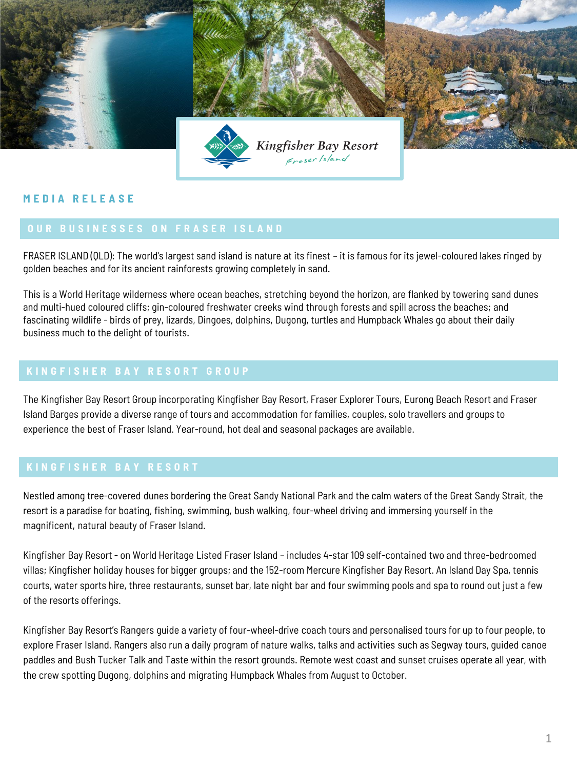Kingfisher Bay Resort
Fraser Island

## MEDIA RELEASE

## OUR BUSINESSES ON FRASER ISLAND

FRASER ISLAND (QLD): The world's largest sand island is nature at its finest – it is famous for its jewel-coloured lakes ringed by golden beaches and for its ancient rainforests growing completely in sand.

This is a World Heritage wilderness where ocean beaches, stretching beyond the horizon, are flanked by towering sand dunes and multi-hued coloured cliffs; gin-coloured freshwater creeks wind through forests and spill across the beaches; and fascinating wildlife - birds of prey, lizards, Dingoes, dolphins, Dugong, turtles and Humpback Whales go about their daily business much to the delight of tourists.

## KINGFISHER BAY RESORT GROUP

The Kingfisher Bay Resort Group incorporating Kingfisher Bay Resort, Fraser Explorer Tours, Eurong Beach Resort and Fraser Island Barges provide a diverse range of tours and accommodation for families, couples, solo travellers and groups to experience the best of Fraser Island. Year-round, hot deal and seasonal packages are available.

## KINGFISHER BAY RESORT

Nestled among tree-covered dunes bordering the Great Sandy National Park and the calm waters of the Great Sandy Strait, the resort is a paradise for boating, fishing, swimming, bush walking, four-wheel driving and immersing yourself in the magnificent, natural beauty of Fraser Island.

Kingfisher Bay Resort - on World Heritage Listed Fraser Island – includes 4-star 109 self-contained two and three-bedroomed villas; Kingfisher holiday houses for bigger groups; and the 152-room Mercure Kingfisher Bay Resort. An Island Day Spa, tennis courts, water sports hire, three restaurants, sunset bar, late night bar and four swimming pools and spa to round out just a few of the resorts offerings.

Kingfisher Bay Resort's Rangers guide a variety of four-wheel-drive coach tours and personalised tours for up to four people, to explore Fraser Island. Rangers also run a daily program of nature walks, talks and activities such as Segway tours, guided canoe paddles and Bush Tucker Talk and Taste within the resort grounds. Remote west coast and sunset cruises operate all year, with the crew spotting Dugong, dolphins and migrating Humpback Whales from August to October.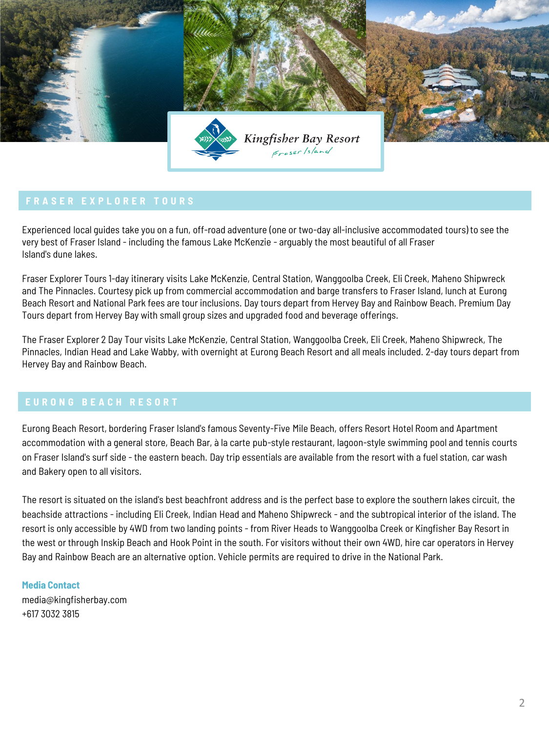Kingfisher Bay Resort
Fraser Island

## FRASER EXPLORER TOURS

Experienced local guides take you on a fun, off-road adventure (one or two-day all-inclusive accommodated tours) to see the very best of Fraser Island - including the famous Lake McKenzie - arguably the most beautiful of all Fraser Island's dune lakes.

Fraser Explorer Tours 1-day itinerary visits Lake McKenzie, Central Station, Wanggoolba Creek, Eli Creek, Maheno Shipwreck and The Pinnacles. Courtesy pick up from commercial accommodation and barge transfers to Fraser Island, lunch at Eurong Beach Resort and National Park fees are tour inclusions. Day tours depart from Hervey Bay and Rainbow Beach. Premium Day Tours depart from Hervey Bay with small group sizes and upgraded food and beverage offerings.

The Fraser Explorer 2 Day Tour visits Lake McKenzie, Central Station, Wanggoolba Creek, Eli Creek, Maheno Shipwreck, The Pinnacles, Indian Head and Lake Wabby, with overnight at Eurong Beach Resort and all meals included. 2-day tours depart from Hervey Bay and Rainbow Beach.

## EURONG BEACH RESORT

Eurong Beach Resort, bordering Fraser Island's famous Seventy-Five Mile Beach, offers Resort Hotel Room and Apartment accommodation with a general store, Beach Bar, à la carte pub-style restaurant, lagoon-style swimming pool and tennis courts on Fraser Island's surf side - the eastern beach. Day trip essentials are available from the resort with a fuel station, car wash and Bakery open to all visitors.

The resort is situated on the island's best beachfront address and is the perfect base to explore the southern lakes circuit, the beachside attractions - including Eli Creek, Indian Head and Maheno Shipwreck - and the subtropical interior of the island. The resort is only accessible by 4WD from two landing points - from River Heads to Wanggoolba Creek or Kingfisher Bay Resort in the west or through Inskip Beach and Hook Point in the south. For visitors without their own 4WD, hire car operators in Hervey Bay and Rainbow Beach are an alternative option. Vehicle permits are required to drive in the National Park.

**Media Contact**
media@kingfisherbay.com
+617 3032 3815